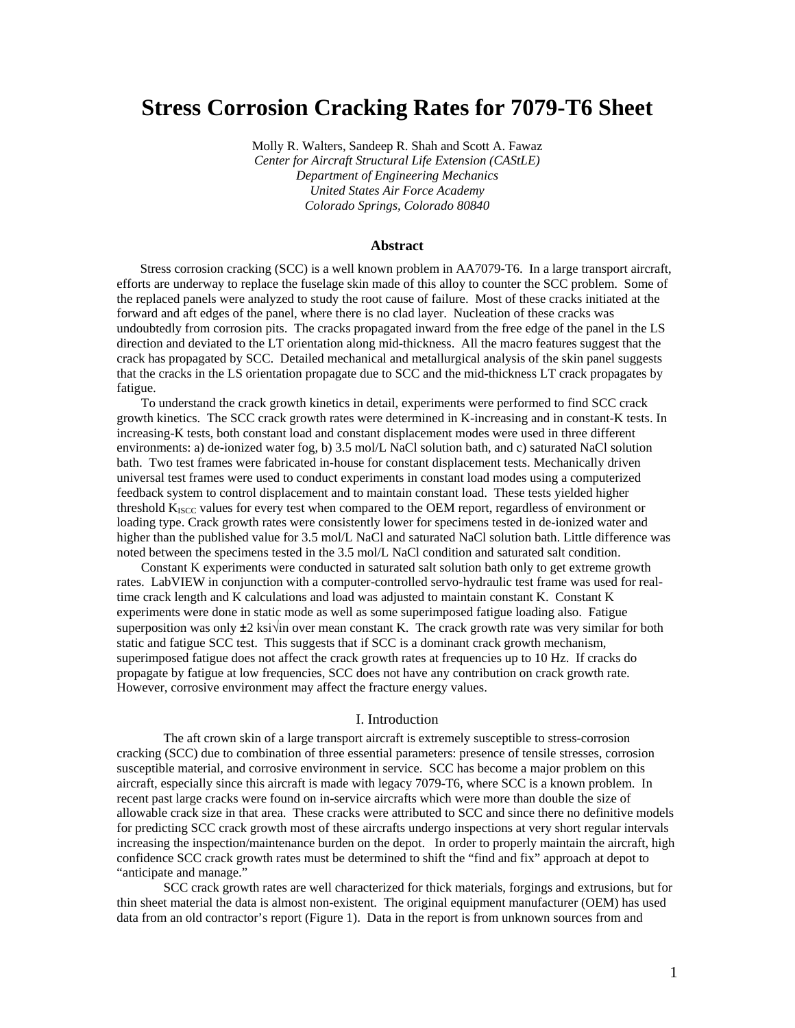# Stress Corrosion Cracking Rates for 7079-T6 Sheet

Molly R. Walters, Sandeep R. Shah and Scott A. Fawaz

*Center for Aircraft Structural Life Extension (CAStLE)*
*Department of Engineering Mechanics*
*United States Air Force Academy*
*Colorado Springs, Colorado 80840*

### Abstract

Stress corrosion cracking (SCC) is a well known problem in AA7079-T6. In a large transport aircraft, efforts are underway to replace the fuselage skin made of this alloy to counter the SCC problem. Some of the replaced panels were analyzed to study the root cause of failure. Most of these cracks initiated at the forward and aft edges of the panel, where there is no clad layer. Nucleation of these cracks was undoubtedly from corrosion pits. The cracks propagated inward from the free edge of the panel in the LS direction and deviated to the LT orientation along mid-thickness. All the macro features suggest that the crack has propagated by SCC. Detailed mechanical and metallurgical analysis of the skin panel suggests that the cracks in the LS orientation propagate due to SCC and the mid-thickness LT crack propagates by fatigue.

To understand the crack growth kinetics in detail, experiments were performed to find SCC crack growth kinetics. The SCC crack growth rates were determined in K-increasing and in constant-K tests. In increasing-K tests, both constant load and constant displacement modes were used in three different environments: a) de-ionized water fog, b) 3.5 mol/L NaCl solution bath, and c) saturated NaCl solution bath. Two test frames were fabricated in-house for constant displacement tests. Mechanically driven universal test frames were used to conduct experiments in constant load modes using a computerized feedback system to control displacement and to maintain constant load. These tests yielded higher threshold $K_{ISCC}$ values for every test when compared to the OEM report, regardless of environment or loading type. Crack growth rates were consistently lower for specimens tested in de-ionized water and higher than the published value for 3.5 mol/L NaCl and saturated NaCl solution bath. Little difference was noted between the specimens tested in the 3.5 mol/L NaCl condition and saturated salt condition.

Constant K experiments were conducted in saturated salt solution bath only to get extreme growth rates. LabVIEW in conjunction with a computer-controlled servo-hydraulic test frame was used for real-time crack length and K calculations and load was adjusted to maintain constant K. Constant K experiments were done in static mode as well as some superimposed fatigue loading also. Fatigue superposition was only $\pm 2$ ksi$\sqrt{\text{in}}$ over mean constant K. The crack growth rate was very similar for both static and fatigue SCC test. This suggests that if SCC is a dominant crack growth mechanism, superimposed fatigue does not affect the crack growth rates at frequencies up to 10 Hz. If cracks do propagate by fatigue at low frequencies, SCC does not have any contribution on crack growth rate. However, corrosive environment may affect the fracture energy values.

## I. Introduction

The aft crown skin of a large transport aircraft is extremely susceptible to stress-corrosion cracking (SCC) due to combination of three essential parameters: presence of tensile stresses, corrosion susceptible material, and corrosive environment in service. SCC has become a major problem on this aircraft, especially since this aircraft is made with legacy 7079-T6, where SCC is a known problem. In recent past large cracks were found on in-service aircrafts which were more than double the size of allowable crack size in that area. These cracks were attributed to SCC and since there no definitive models for predicting SCC crack growth most of these aircrafts undergo inspections at very short regular intervals increasing the inspection/maintenance burden on the depot. In order to properly maintain the aircraft, high confidence SCC crack growth rates must be determined to shift the "find and fix" approach at depot to "anticipate and manage."

SCC crack growth rates are well characterized for thick materials, forgings and extrusions, but for thin sheet material the data is almost non-existent. The original equipment manufacturer (OEM) has used data from an old contractor's report (Figure 1). Data in the report is from unknown sources from and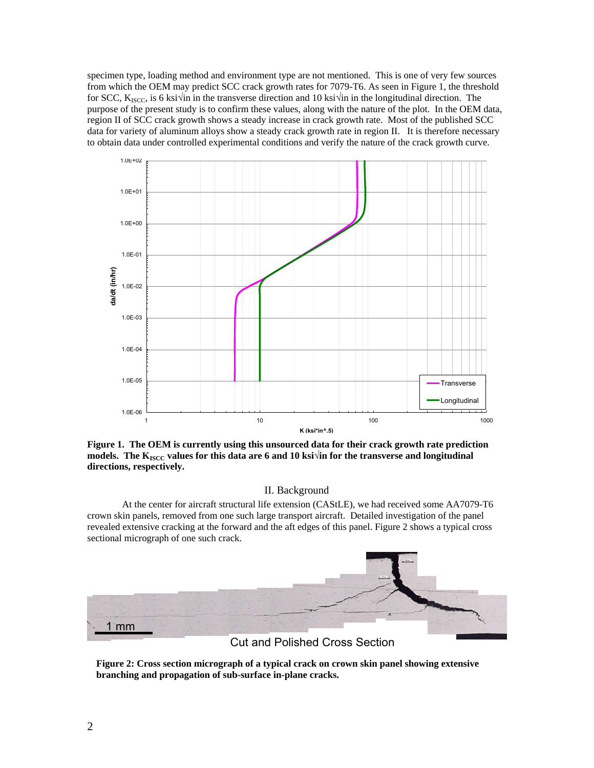specimen type, loading method and environment type are not mentioned. This is one of very few sources from which the OEM may predict SCC crack growth rates for 7079-T6. As seen in Figure 1, the threshold for SCC, $K_{ISCC}$, is 6 ksi√in in the transverse direction and 10 ksi√in in the longitudinal direction. The purpose of the present study is to confirm these values, along with the nature of the plot. In the OEM data, region II of SCC crack growth shows a steady increase in crack growth rate. Most of the published SCC data for variety of aluminum alloys show a steady crack growth rate in region II. It is therefore necessary to obtain data under controlled experimental conditions and verify the nature of the crack growth curve.

**Figure 1. The OEM is currently using this unsourced data for their crack growth rate prediction models. The $K_{ISCC}$ values for this data are 6 and 10 ksi√in for the transverse and longitudinal directions, respectively.**

## II. Background

At the center for aircraft structural life extension (CAStLE), we had received some AA7079-T6 crown skin panels, removed from one such large transport aircraft. Detailed investigation of the panel revealed extensive cracking at the forward and the aft edges of this panel. Figure 2 shows a typical cross sectional micrograph of one such crack.

**Figure 2: Cross section micrograph of a typical crack on crown skin panel showing extensive branching and propagation of sub-surface in-plane cracks.**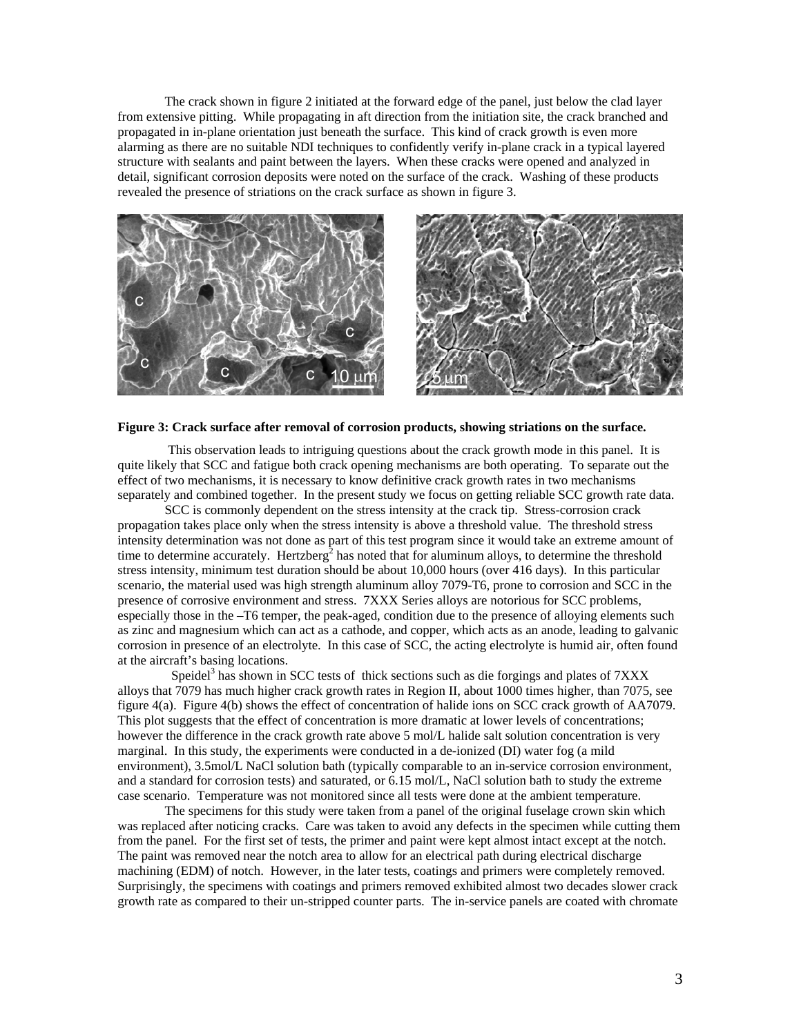The crack shown in figure 2 initiated at the forward edge of the panel, just below the clad layer from extensive pitting. While propagating in aft direction from the initiation site, the crack branched and propagated in in-plane orientation just beneath the surface. This kind of crack growth is even more alarming as there are no suitable NDI techniques to confidently verify in-plane crack in a typical layered structure with sealants and paint between the layers. When these cracks were opened and analyzed in detail, significant corrosion deposits were noted on the surface of the crack. Washing of these products revealed the presence of striations on the crack surface as shown in figure 3.

**Figure 3: Crack surface after removal of corrosion products, showing striations on the surface.**

This observation leads to intriguing questions about the crack growth mode in this panel. It is quite likely that SCC and fatigue both crack opening mechanisms are both operating. To separate out the effect of two mechanisms, it is necessary to know definitive crack growth rates in two mechanisms separately and combined together. In the present study we focus on getting reliable SCC growth rate data.

SCC is commonly dependent on the stress intensity at the crack tip. Stress-corrosion crack propagation takes place only when the stress intensity is above a threshold value. The threshold stress intensity determination was not done as part of this test program since it would take an extreme amount of time to determine accurately. Hertzberg[2] has noted that for aluminum alloys, to determine the threshold stress intensity, minimum test duration should be about 10,000 hours (over 416 days). In this particular scenario, the material used was high strength aluminum alloy 7079-T6, prone to corrosion and SCC in the presence of corrosive environment and stress. 7XXX Series alloys are notorious for SCC problems, especially those in the –T6 temper, the peak-aged, condition due to the presence of alloying elements such as zinc and magnesium which can act as a cathode, and copper, which acts as an anode, leading to galvanic corrosion in presence of an electrolyte. In this case of SCC, the acting electrolyte is humid air, often found at the aircraft's basing locations.

Speidel[3] has shown in SCC tests of thick sections such as die forgings and plates of 7XXX alloys that 7079 has much higher crack growth rates in Region II, about 1000 times higher, than 7075, see figure 4(a). Figure 4(b) shows the effect of concentration of halide ions on SCC crack growth of AA7079. This plot suggests that the effect of concentration is more dramatic at lower levels of concentrations; however the difference in the crack growth rate above 5 mol/L halide salt solution concentration is very marginal. In this study, the experiments were conducted in a de-ionized (DI) water fog (a mild environment), 3.5mol/L NaCl solution bath (typically comparable to an in-service corrosion environment, and a standard for corrosion tests) and saturated, or 6.15 mol/L, NaCl solution bath to study the extreme case scenario. Temperature was not monitored since all tests were done at the ambient temperature.

The specimens for this study were taken from a panel of the original fuselage crown skin which was replaced after noticing cracks. Care was taken to avoid any defects in the specimen while cutting them from the panel. For the first set of tests, the primer and paint were kept almost intact except at the notch. The paint was removed near the notch area to allow for an electrical path during electrical discharge machining (EDM) of notch. However, in the later tests, coatings and primers were completely removed. Surprisingly, the specimens with coatings and primers removed exhibited almost two decades slower crack growth rate as compared to their un-stripped counter parts. The in-service panels are coated with chromate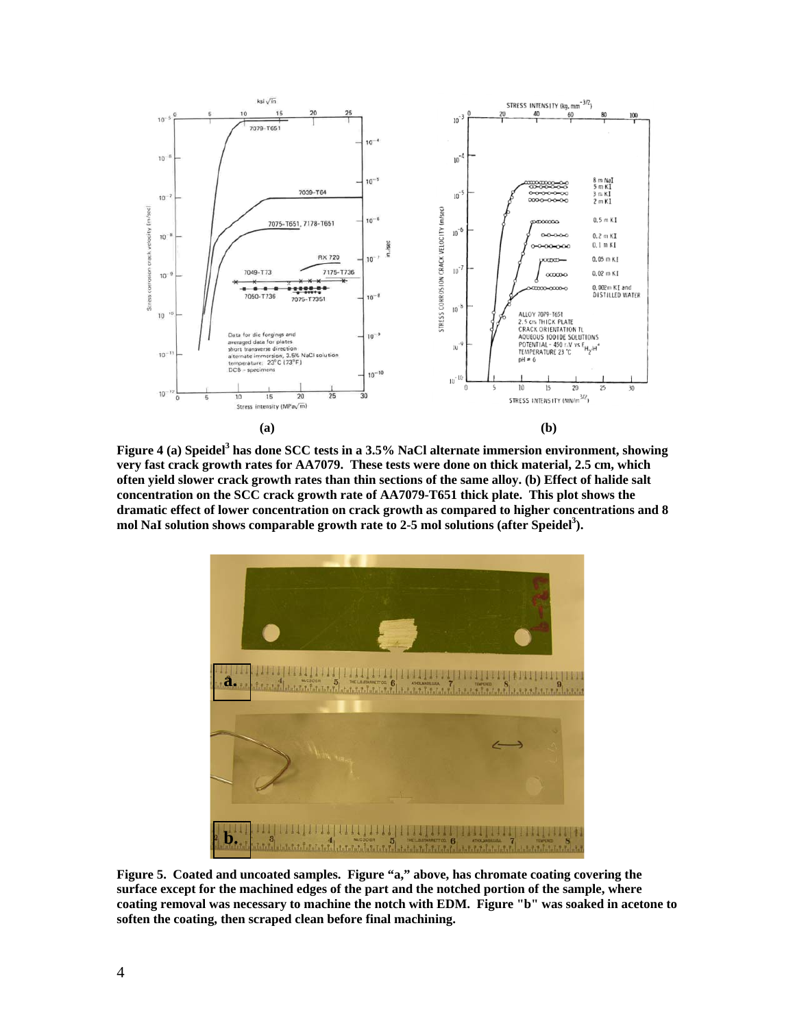**Figure 4 (a) Speidel[3] has done SCC tests in a 3.5% NaCl alternate immersion environment, showing very fast crack growth rates for AA7079. These tests were done on thick material, 2.5 cm, which often yield slower crack growth rates than thin sections of the same alloy. (b) Effect of halide salt concentration on the SCC crack growth rate of AA7079-T651 thick plate. This plot shows the dramatic effect of lower concentration on crack growth as compared to higher concentrations and 8 mol NaI solution shows comparable growth rate to 2-5 mol solutions (after Speidel[3]).**

**Figure 5. Coated and uncoated samples. Figure "a," above, has chromate coating covering the surface except for the machined edges of the part and the notched portion of the sample, where coating removal was necessary to machine the notch with EDM. Figure "b" was soaked in acetone to soften the coating, then scraped clean before final machining.**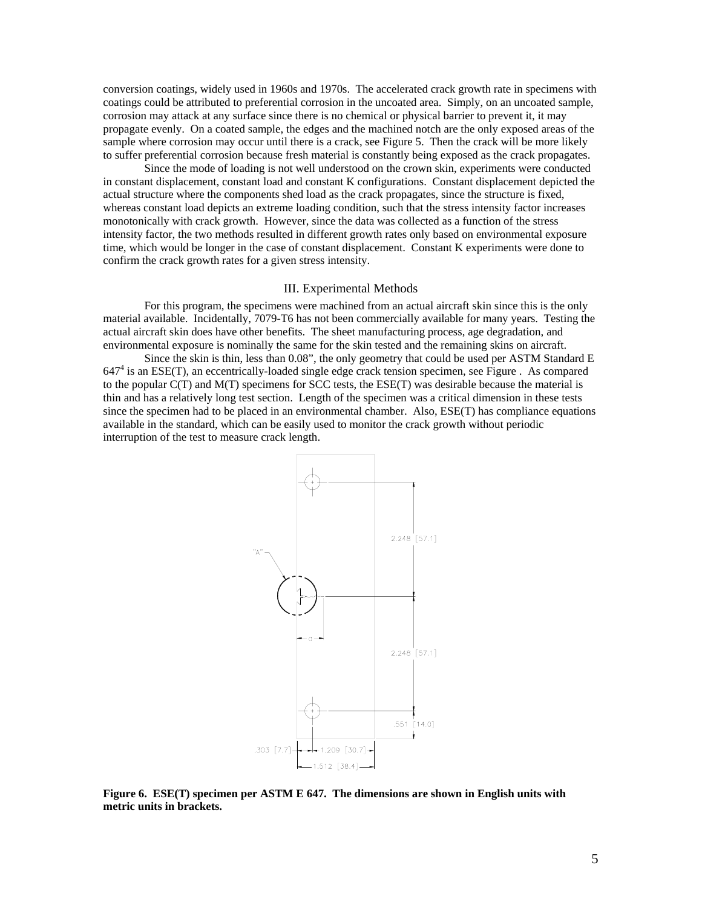conversion coatings, widely used in 1960s and 1970s. The accelerated crack growth rate in specimens with coatings could be attributed to preferential corrosion in the uncoated area. Simply, on an uncoated sample, corrosion may attack at any surface since there is no chemical or physical barrier to prevent it, it may propagate evenly. On a coated sample, the edges and the machined notch are the only exposed areas of the sample where corrosion may occur until there is a crack, see Figure 5. Then the crack will be more likely to suffer preferential corrosion because fresh material is constantly being exposed as the crack propagates.

Since the mode of loading is not well understood on the crown skin, experiments were conducted in constant displacement, constant load and constant K configurations. Constant displacement depicted the actual structure where the components shed load as the crack propagates, since the structure is fixed, whereas constant load depicts an extreme loading condition, such that the stress intensity factor increases monotonically with crack growth. However, since the data was collected as a function of the stress intensity factor, the two methods resulted in different growth rates only based on environmental exposure time, which would be longer in the case of constant displacement. Constant K experiments were done to confirm the crack growth rates for a given stress intensity.

## III. Experimental Methods

For this program, the specimens were machined from an actual aircraft skin since this is the only material available. Incidentally, 7079-T6 has not been commercially available for many years. Testing the actual aircraft skin does have other benefits. The sheet manufacturing process, age degradation, and environmental exposure is nominally the same for the skin tested and the remaining skins on aircraft.

Since the skin is thin, less than 0.08", the only geometry that could be used per ASTM Standard E 647[4] is an ESE(T), an eccentrically-loaded single edge crack tension specimen, see Figure . As compared to the popular C(T) and M(T) specimens for SCC tests, the ESE(T) was desirable because the material is thin and has a relatively long test section. Length of the specimen was a critical dimension in these tests since the specimen had to be placed in an environmental chamber. Also, ESE(T) has compliance equations available in the standard, which can be easily used to monitor the crack growth without periodic interruption of the test to measure crack length.

"A"

2.248 [57.1]

2.248 [57.1]

.551 [14.0]

.303 [7.7] 1.209 [30.7]

1.512 [38.4]

**Figure 6. ESE(T) specimen per ASTM E 647. The dimensions are shown in English units with metric units in brackets.**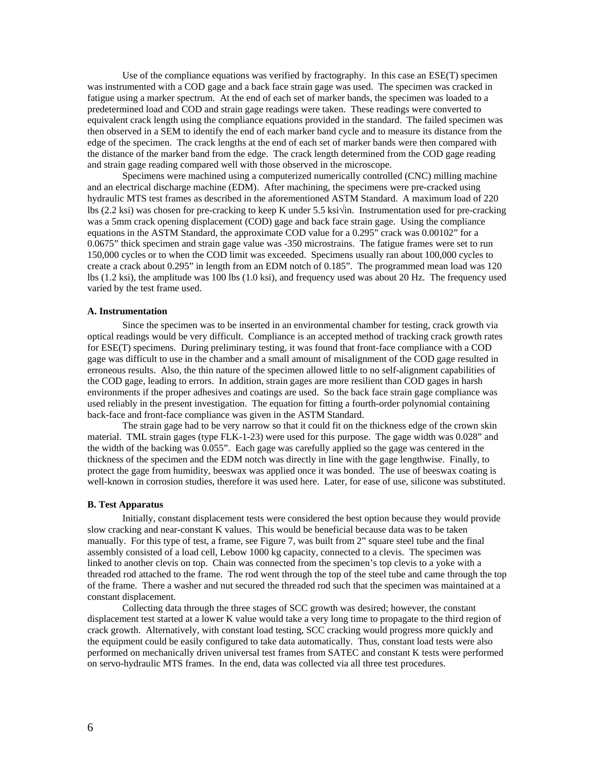Use of the compliance equations was verified by fractography. In this case an ESE(T) specimen was instrumented with a COD gage and a back face strain gage was used. The specimen was cracked in fatigue using a marker spectrum. At the end of each set of marker bands, the specimen was loaded to a predetermined load and COD and strain gage readings were taken. These readings were converted to equivalent crack length using the compliance equations provided in the standard. The failed specimen was then observed in a SEM to identify the end of each marker band cycle and to measure its distance from the edge of the specimen. The crack lengths at the end of each set of marker bands were then compared with the distance of the marker band from the edge. The crack length determined from the COD gage reading and strain gage reading compared well with those observed in the microscope.

Specimens were machined using a computerized numerically controlled (CNC) milling machine and an electrical discharge machine (EDM). After machining, the specimens were pre-cracked using hydraulic MTS test frames as described in the aforementioned ASTM Standard. A maximum load of 220 lbs (2.2 ksi) was chosen for pre-cracking to keep K under 5.5 ksi√in. Instrumentation used for pre-cracking was a 5mm crack opening displacement (COD) gage and back face strain gage. Using the compliance equations in the ASTM Standard, the approximate COD value for a 0.295" crack was 0.00102" for a 0.0675" thick specimen and strain gage value was -350 microstrains. The fatigue frames were set to run 150,000 cycles or to when the COD limit was exceeded. Specimens usually ran about 100,000 cycles to create a crack about 0.295" in length from an EDM notch of 0.185". The programmed mean load was 120 lbs (1.2 ksi), the amplitude was 100 lbs (1.0 ksi), and frequency used was about 20 Hz. The frequency used varied by the test frame used.

### A. Instrumentation

Since the specimen was to be inserted in an environmental chamber for testing, crack growth via optical readings would be very difficult. Compliance is an accepted method of tracking crack growth rates for ESE(T) specimens. During preliminary testing, it was found that front-face compliance with a COD gage was difficult to use in the chamber and a small amount of misalignment of the COD gage resulted in erroneous results. Also, the thin nature of the specimen allowed little to no self-alignment capabilities of the COD gage, leading to errors. In addition, strain gages are more resilient than COD gages in harsh environments if the proper adhesives and coatings are used. So the back face strain gage compliance was used reliably in the present investigation. The equation for fitting a fourth-order polynomial containing back-face and front-face compliance was given in the ASTM Standard.

The strain gage had to be very narrow so that it could fit on the thickness edge of the crown skin material. TML strain gages (type FLK-1-23) were used for this purpose. The gage width was 0.028" and the width of the backing was 0.055". Each gage was carefully applied so the gage was centered in the thickness of the specimen and the EDM notch was directly in line with the gage lengthwise. Finally, to protect the gage from humidity, beeswax was applied once it was bonded. The use of beeswax coating is well-known in corrosion studies, therefore it was used here. Later, for ease of use, silicone was substituted.

### B. Test Apparatus

Initially, constant displacement tests were considered the best option because they would provide slow cracking and near-constant K values. This would be beneficial because data was to be taken manually. For this type of test, a frame, see Figure 7, was built from 2" square steel tube and the final assembly consisted of a load cell, Lebow 1000 kg capacity, connected to a clevis. The specimen was linked to another clevis on top. Chain was connected from the specimen's top clevis to a yoke with a threaded rod attached to the frame. The rod went through the top of the steel tube and came through the top of the frame. There a washer and nut secured the threaded rod such that the specimen was maintained at a constant displacement.

Collecting data through the three stages of SCC growth was desired; however, the constant displacement test started at a lower K value would take a very long time to propagate to the third region of crack growth. Alternatively, with constant load testing, SCC cracking would progress more quickly and the equipment could be easily configured to take data automatically. Thus, constant load tests were also performed on mechanically driven universal test frames from SATEC and constant K tests were performed on servo-hydraulic MTS frames. In the end, data was collected via all three test procedures.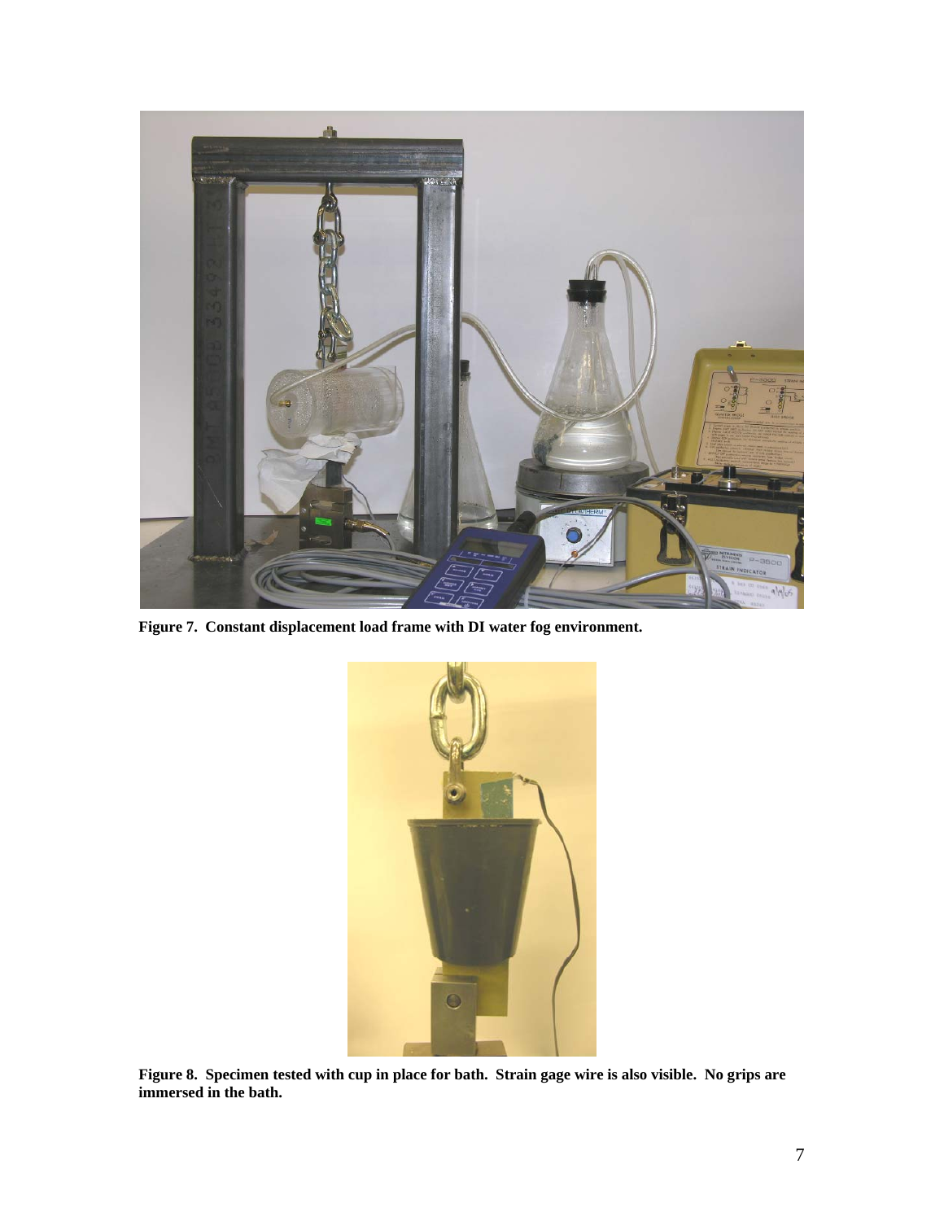**Figure 7. Constant displacement load frame with DI water fog environment.**

**Figure 8. Specimen tested with cup in place for bath. Strain gage wire is also visible. No grips are immersed in the bath.**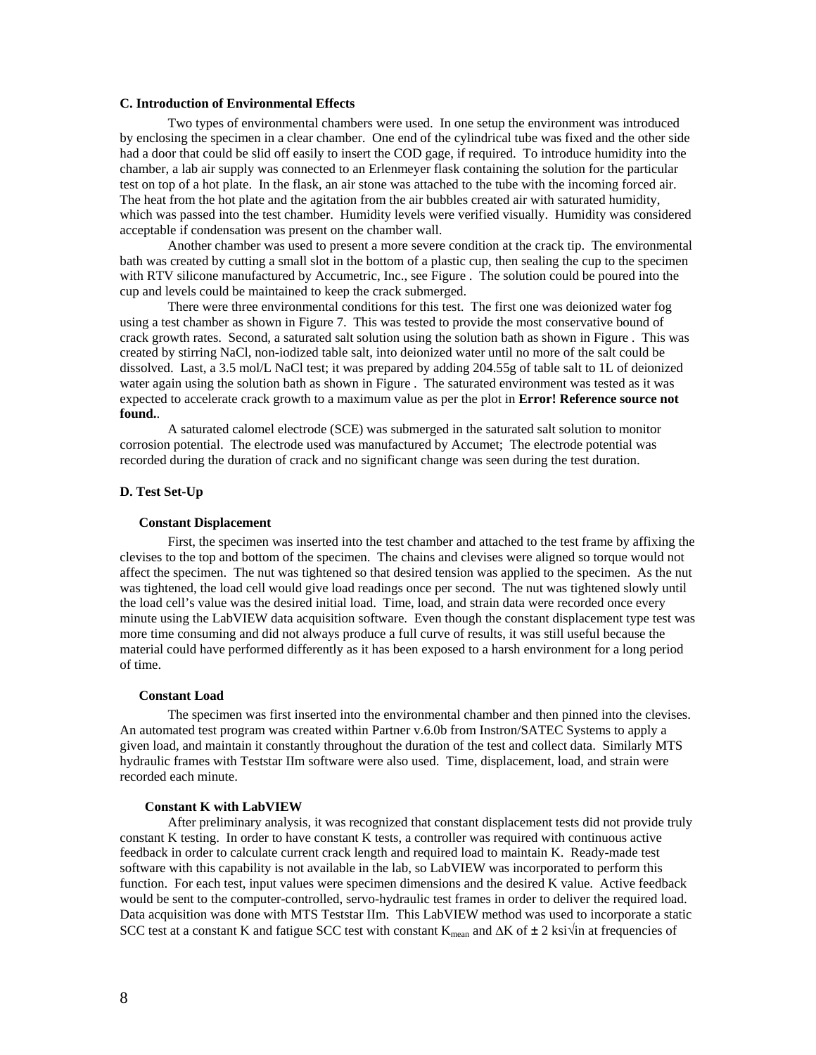**C. Introduction of Environmental Effects**

Two types of environmental chambers were used. In one setup the environment was introduced by enclosing the specimen in a clear chamber. One end of the cylindrical tube was fixed and the other side had a door that could be slid off easily to insert the COD gage, if required. To introduce humidity into the chamber, a lab air supply was connected to an Erlenmeyer flask containing the solution for the particular test on top of a hot plate. In the flask, an air stone was attached to the tube with the incoming forced air. The heat from the hot plate and the agitation from the air bubbles created air with saturated humidity, which was passed into the test chamber. Humidity levels were verified visually. Humidity was considered acceptable if condensation was present on the chamber wall.

Another chamber was used to present a more severe condition at the crack tip. The environmental bath was created by cutting a small slot in the bottom of a plastic cup, then sealing the cup to the specimen with RTV silicone manufactured by Accumetric, Inc., see Figure . The solution could be poured into the cup and levels could be maintained to keep the crack submerged.

There were three environmental conditions for this test. The first one was deionized water fog using a test chamber as shown in Figure 7. This was tested to provide the most conservative bound of crack growth rates. Second, a saturated salt solution using the solution bath as shown in Figure . This was created by stirring NaCl, non-iodized table salt, into deionized water until no more of the salt could be dissolved. Last, a 3.5 mol/L NaCl test; it was prepared by adding 204.55g of table salt to 1L of deionized water again using the solution bath as shown in Figure . The saturated environment was tested as it was expected to accelerate crack growth to a maximum value as per the plot in **Error! Reference source not found.**.

A saturated calomel electrode (SCE) was submerged in the saturated salt solution to monitor corrosion potential. The electrode used was manufactured by Accumet; The electrode potential was recorded during the duration of crack and no significant change was seen during the test duration.

**D. Test Set-Up**

**Constant Displacement**

First, the specimen was inserted into the test chamber and attached to the test frame by affixing the clevises to the top and bottom of the specimen. The chains and clevises were aligned so torque would not affect the specimen. The nut was tightened so that desired tension was applied to the specimen. As the nut was tightened, the load cell would give load readings once per second. The nut was tightened slowly until the load cell's value was the desired initial load. Time, load, and strain data were recorded once every minute using the LabVIEW data acquisition software. Even though the constant displacement type test was more time consuming and did not always produce a full curve of results, it was still useful because the material could have performed differently as it has been exposed to a harsh environment for a long period of time.

**Constant Load**

The specimen was first inserted into the environmental chamber and then pinned into the clevises. An automated test program was created within Partner v.6.0b from Instron/SATEC Systems to apply a given load, and maintain it constantly throughout the duration of the test and collect data. Similarly MTS hydraulic frames with Teststar IIm software were also used. Time, displacement, load, and strain were recorded each minute.

**Constant K with LabVIEW**

After preliminary analysis, it was recognized that constant displacement tests did not provide truly constant K testing. In order to have constant K tests, a controller was required with continuous active feedback in order to calculate current crack length and required load to maintain K. Ready-made test software with this capability is not available in the lab, so LabVIEW was incorporated to perform this function. For each test, input values were specimen dimensions and the desired K value. Active feedback would be sent to the computer-controlled, servo-hydraulic test frames in order to deliver the required load. Data acquisition was done with MTS Teststar IIm. This LabVIEW method was used to incorporate a static SCC test at a constant K and fatigue SCC test with constant $K_{mean}$ and $\Delta K$ of $\pm$ 2 ksi$\sqrt{\text{in}}$ at frequencies of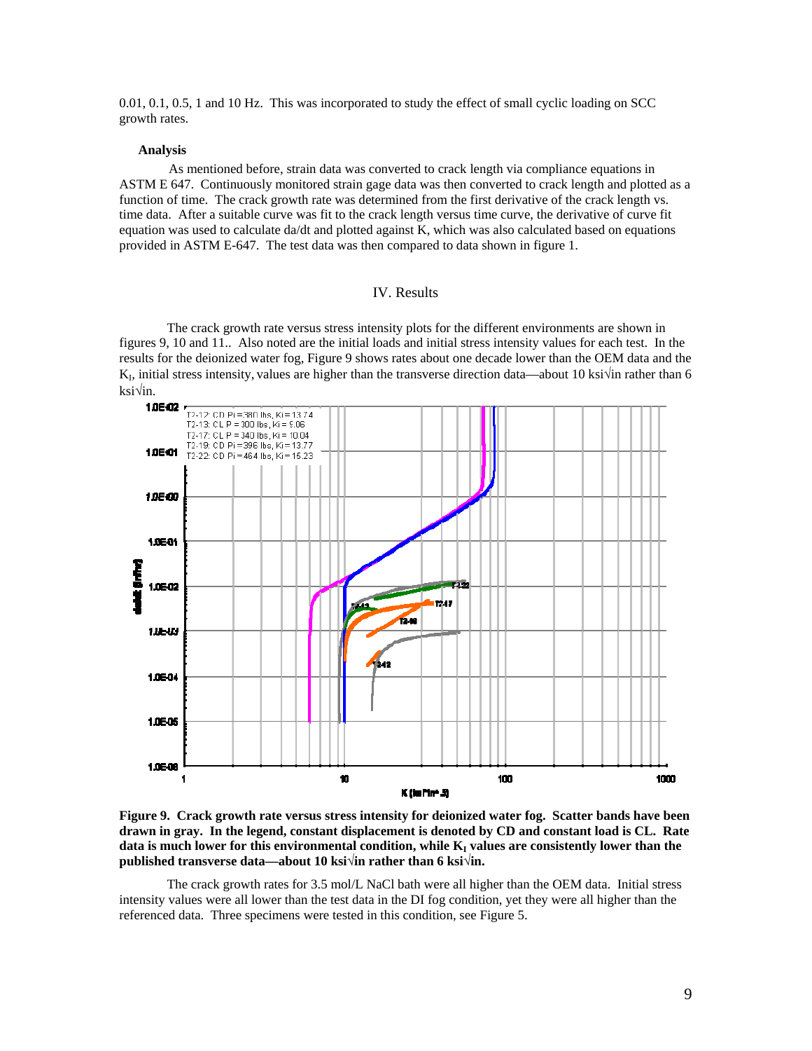0.01, 0.1, 0.5, 1 and 10 Hz. This was incorporated to study the effect of small cyclic loading on SCC growth rates.

### Analysis

As mentioned before, strain data was converted to crack length via compliance equations in ASTM E 647. Continuously monitored strain gage data was then converted to crack length and plotted as a function of time. The crack growth rate was determined from the first derivative of the crack length vs. time data. After a suitable curve was fit to the crack length versus time curve, the derivative of curve fit equation was used to calculate da/dt and plotted against K, which was also calculated based on equations provided in ASTM E-647. The test data was then compared to data shown in figure 1.

## IV. Results

The crack growth rate versus stress intensity plots for the different environments are shown in figures 9, 10 and 11.. Also noted are the initial loads and initial stress intensity values for each test. In the results for the deionized water fog, Figure 9 shows rates about one decade lower than the OEM data and the $K_I$, initial stress intensity, values are higher than the transverse direction data—about 10 ksi√in rather than 6 ksi√in.

**Figure 9. Crack growth rate versus stress intensity for deionized water fog. Scatter bands have been drawn in gray. In the legend, constant displacement is denoted by CD and constant load is CL. Rate data is much lower for this environmental condition, while $K_I$ values are consistently lower than the published transverse data—about 10 ksi√in rather than 6 ksi√in.**

The crack growth rates for 3.5 mol/L NaCl bath were all higher than the OEM data. Initial stress intensity values were all lower than the test data in the DI fog condition, yet they were all higher than the referenced data. Three specimens were tested in this condition, see Figure 5.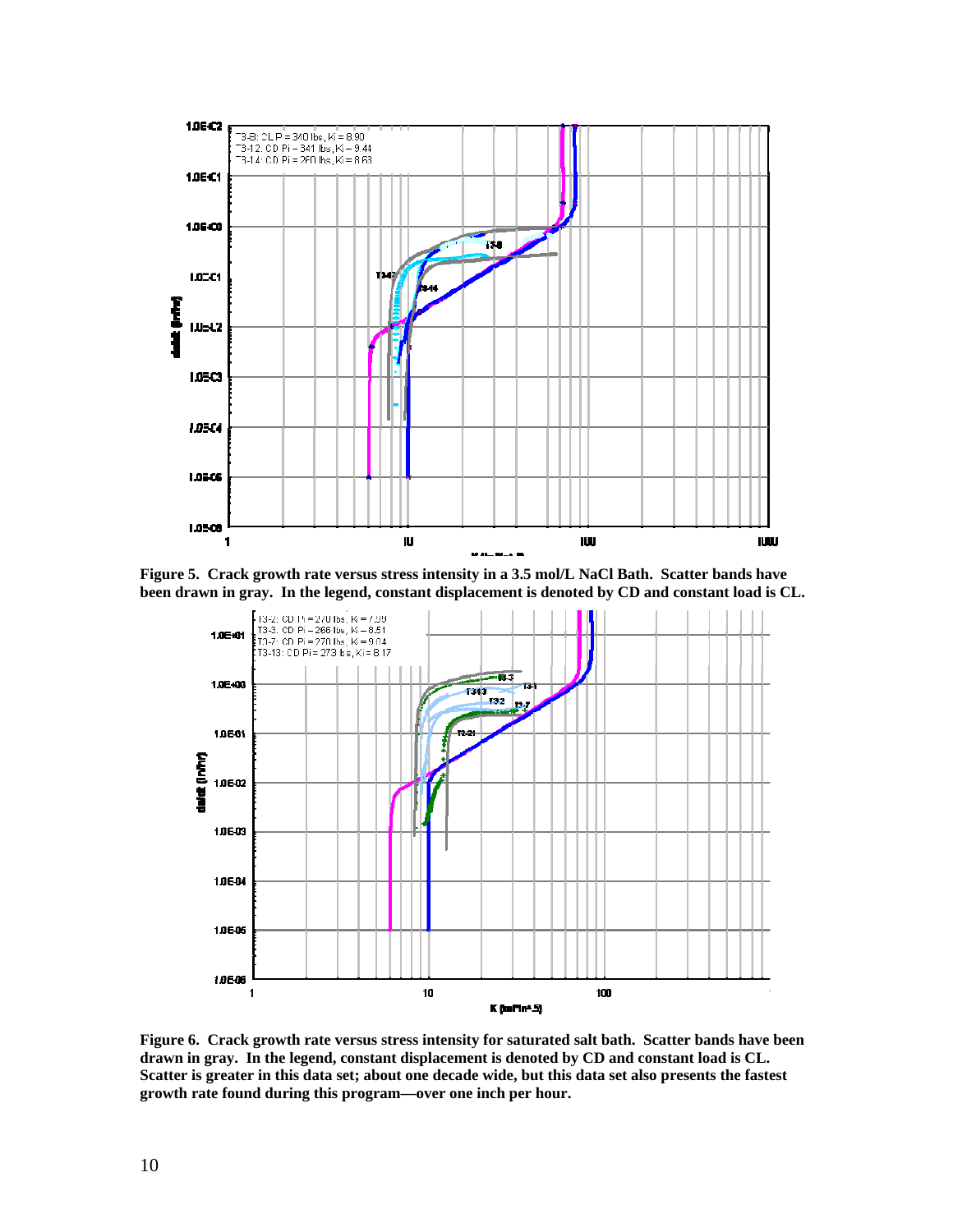Figure 5. Crack growth rate versus stress intensity in a 3.5 mol/L NaCl Bath. Scatter bands have been drawn in gray. In the legend, constant displacement is denoted by CD and constant load is CL.

Figure 6. Crack growth rate versus stress intensity for saturated salt bath. Scatter bands have been drawn in gray. In the legend, constant displacement is denoted by CD and constant load is CL. Scatter is greater in this data set; about one decade wide, but this data set also presents the fastest growth rate found during this program—over one inch per hour.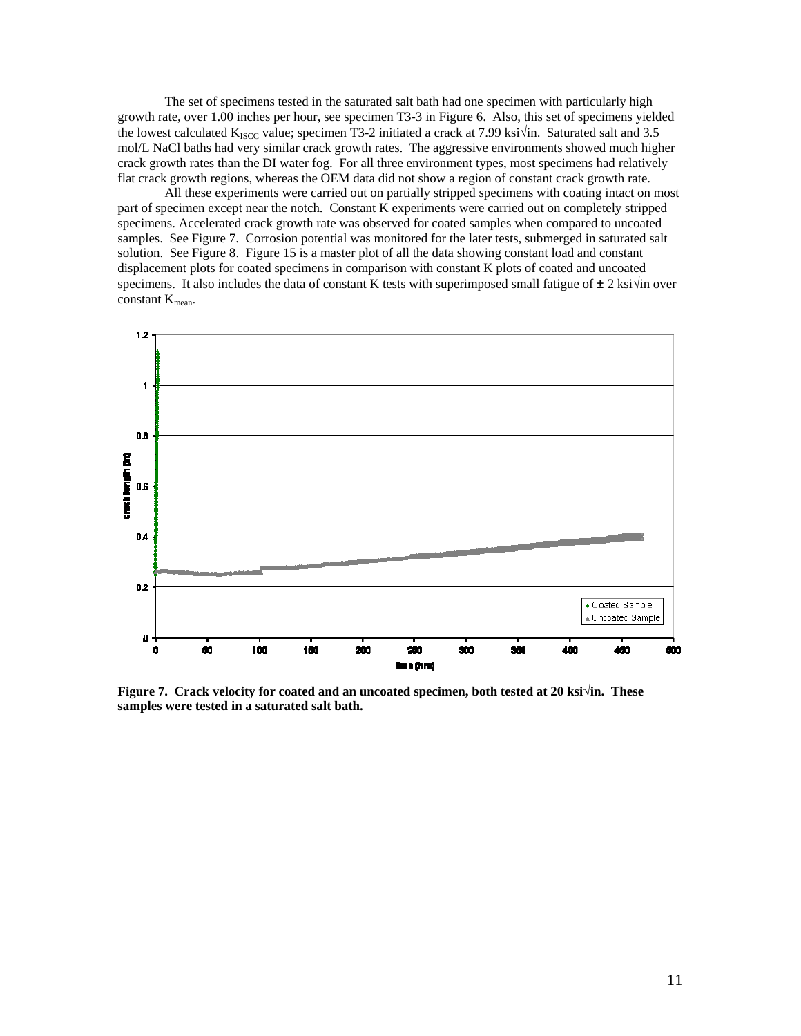The set of specimens tested in the saturated salt bath had one specimen with particularly high growth rate, over 1.00 inches per hour, see specimen T3-3 in Figure 6. Also, this set of specimens yielded the lowest calculated $K_{ISCC}$ value; specimen T3-2 initiated a crack at 7.99 ksi√in. Saturated salt and 3.5 mol/L NaCl baths had very similar crack growth rates. The aggressive environments showed much higher crack growth rates than the DI water fog. For all three environment types, most specimens had relatively flat crack growth regions, whereas the OEM data did not show a region of constant crack growth rate.

All these experiments were carried out on partially stripped specimens with coating intact on most part of specimen except near the notch. Constant K experiments were carried out on completely stripped specimens. Accelerated crack growth rate was observed for coated samples when compared to uncoated samples. See Figure 7. Corrosion potential was monitored for the later tests, submerged in saturated salt solution. See Figure 8. Figure 15 is a master plot of all the data showing constant load and constant displacement plots for coated specimens in comparison with constant K plots of coated and uncoated specimens. It also includes the data of constant K tests with superimposed small fatigue of ± 2 ksi√in over constant $K_{mean}$.

**Figure 7. Crack velocity for coated and an uncoated specimen, both tested at 20 ksi√in. These samples were tested in a saturated salt bath.**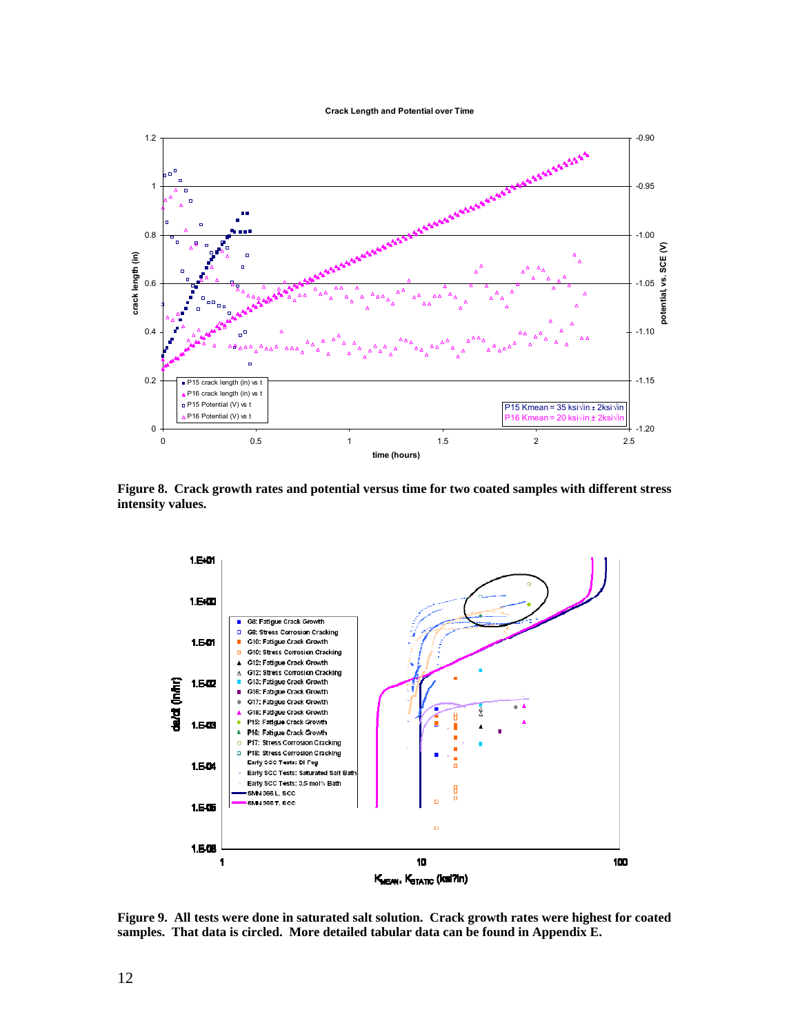**Figure 8. Crack growth rates and potential versus time for two coated samples with different stress intensity values.**

**Figure 9. All tests were done in saturated salt solution. Crack growth rates were highest for coated samples. That data is circled. More detailed tabular data can be found in Appendix E.**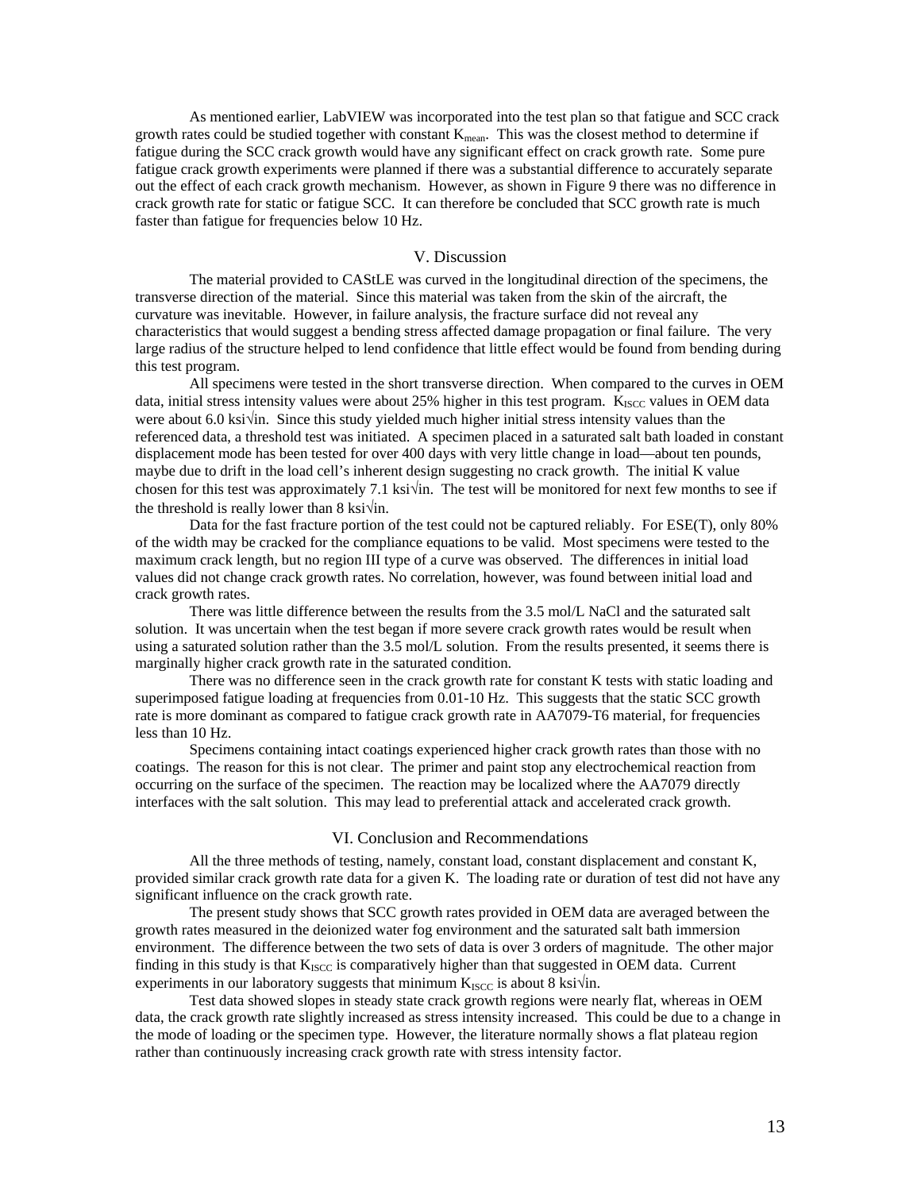As mentioned earlier, LabVIEW was incorporated into the test plan so that fatigue and SCC crack growth rates could be studied together with constant $K_{mean}$. This was the closest method to determine if fatigue during the SCC crack growth would have any significant effect on crack growth rate. Some pure fatigue crack growth experiments were planned if there was a substantial difference to accurately separate out the effect of each crack growth mechanism. However, as shown in Figure 9 there was no difference in crack growth rate for static or fatigue SCC. It can therefore be concluded that SCC growth rate is much faster than fatigue for frequencies below 10 Hz.

## V. Discussion

The material provided to CAStLE was curved in the longitudinal direction of the specimens, the transverse direction of the material. Since this material was taken from the skin of the aircraft, the curvature was inevitable. However, in failure analysis, the fracture surface did not reveal any characteristics that would suggest a bending stress affected damage propagation or final failure. The very large radius of the structure helped to lend confidence that little effect would be found from bending during this test program.

All specimens were tested in the short transverse direction. When compared to the curves in OEM data, initial stress intensity values were about 25% higher in this test program. $K_{ISCC}$ values in OEM data were about 6.0 ksi√in. Since this study yielded much higher initial stress intensity values than the referenced data, a threshold test was initiated. A specimen placed in a saturated salt bath loaded in constant displacement mode has been tested for over 400 days with very little change in load—about ten pounds, maybe due to drift in the load cell's inherent design suggesting no crack growth. The initial K value chosen for this test was approximately 7.1 ksi√in. The test will be monitored for next few months to see if the threshold is really lower than 8 ksi√in.

Data for the fast fracture portion of the test could not be captured reliably. For ESE(T), only 80% of the width may be cracked for the compliance equations to be valid. Most specimens were tested to the maximum crack length, but no region III type of a curve was observed. The differences in initial load values did not change crack growth rates. No correlation, however, was found between initial load and crack growth rates.

There was little difference between the results from the 3.5 mol/L NaCl and the saturated salt solution. It was uncertain when the test began if more severe crack growth rates would be result when using a saturated solution rather than the 3.5 mol/L solution. From the results presented, it seems there is marginally higher crack growth rate in the saturated condition.

There was no difference seen in the crack growth rate for constant K tests with static loading and superimposed fatigue loading at frequencies from 0.01-10 Hz. This suggests that the static SCC growth rate is more dominant as compared to fatigue crack growth rate in AA7079-T6 material, for frequencies less than 10 Hz.

Specimens containing intact coatings experienced higher crack growth rates than those with no coatings. The reason for this is not clear. The primer and paint stop any electrochemical reaction from occurring on the surface of the specimen. The reaction may be localized where the AA7079 directly interfaces with the salt solution. This may lead to preferential attack and accelerated crack growth.

## VI. Conclusion and Recommendations

All the three methods of testing, namely, constant load, constant displacement and constant K, provided similar crack growth rate data for a given K. The loading rate or duration of test did not have any significant influence on the crack growth rate.

The present study shows that SCC growth rates provided in OEM data are averaged between the growth rates measured in the deionized water fog environment and the saturated salt bath immersion environment. The difference between the two sets of data is over 3 orders of magnitude. The other major finding in this study is that $K_{ISCC}$ is comparatively higher than that suggested in OEM data. Current experiments in our laboratory suggests that minimum $K_{ISCC}$ is about 8 ksi√in.

Test data showed slopes in steady state crack growth regions were nearly flat, whereas in OEM data, the crack growth rate slightly increased as stress intensity increased. This could be due to a change in the mode of loading or the specimen type. However, the literature normally shows a flat plateau region rather than continuously increasing crack growth rate with stress intensity factor.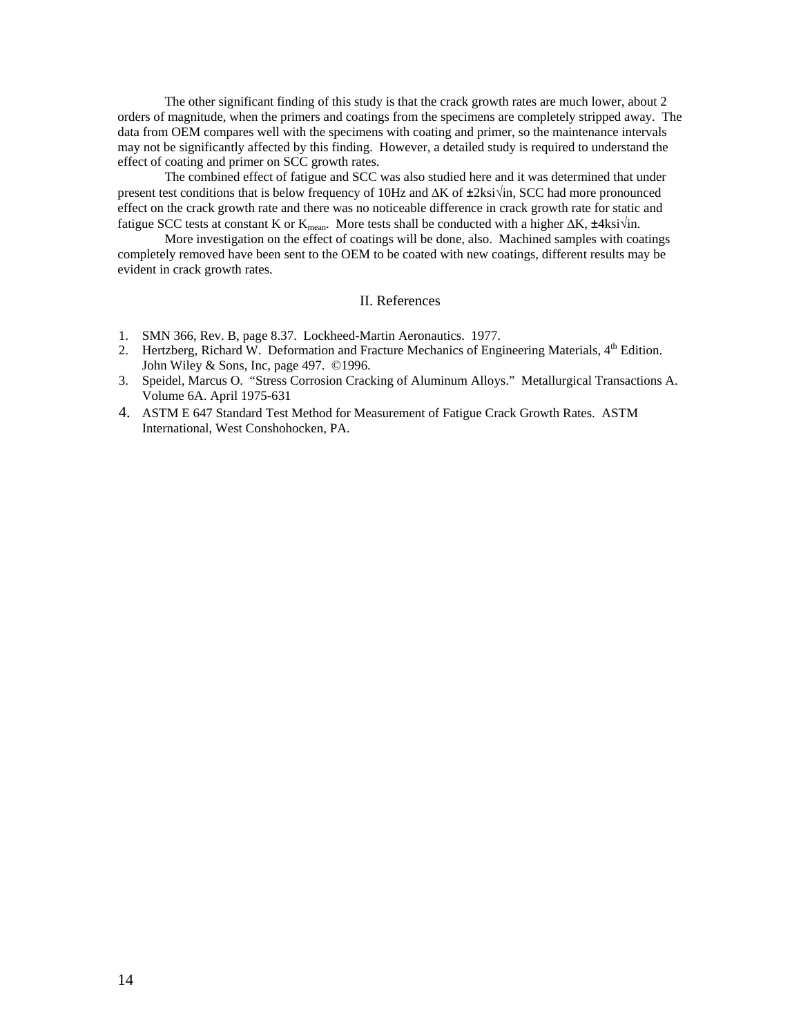The other significant finding of this study is that the crack growth rates are much lower, about 2 orders of magnitude, when the primers and coatings from the specimens are completely stripped away. The data from OEM compares well with the specimens with coating and primer, so the maintenance intervals may not be significantly affected by this finding. However, a detailed study is required to understand the effect of coating and primer on SCC growth rates.

The combined effect of fatigue and SCC was also studied here and it was determined that under present test conditions that is below frequency of 10Hz and $\Delta K$ of ±2ksi√in, SCC had more pronounced effect on the crack growth rate and there was no noticeable difference in crack growth rate for static and fatigue SCC tests at constant K or $K_{mean}$. More tests shall be conducted with a higher $\Delta K$, ±4ksi√in.

More investigation on the effect of coatings will be done, also. Machined samples with coatings completely removed have been sent to the OEM to be coated with new coatings, different results may be evident in crack growth rates.

## II. References

1. SMN 366, Rev. B, page 8.37. Lockheed-Martin Aeronautics. 1977.
2. Hertzberg, Richard W. Deformation and Fracture Mechanics of Engineering Materials, 4th Edition. John Wiley & Sons, Inc, page 497. ©1996.
3. Speidel, Marcus O. "Stress Corrosion Cracking of Aluminum Alloys." Metallurgical Transactions A. Volume 6A. April 1975-631
4. ASTM E 647 Standard Test Method for Measurement of Fatigue Crack Growth Rates. ASTM International, West Conshohocken, PA.